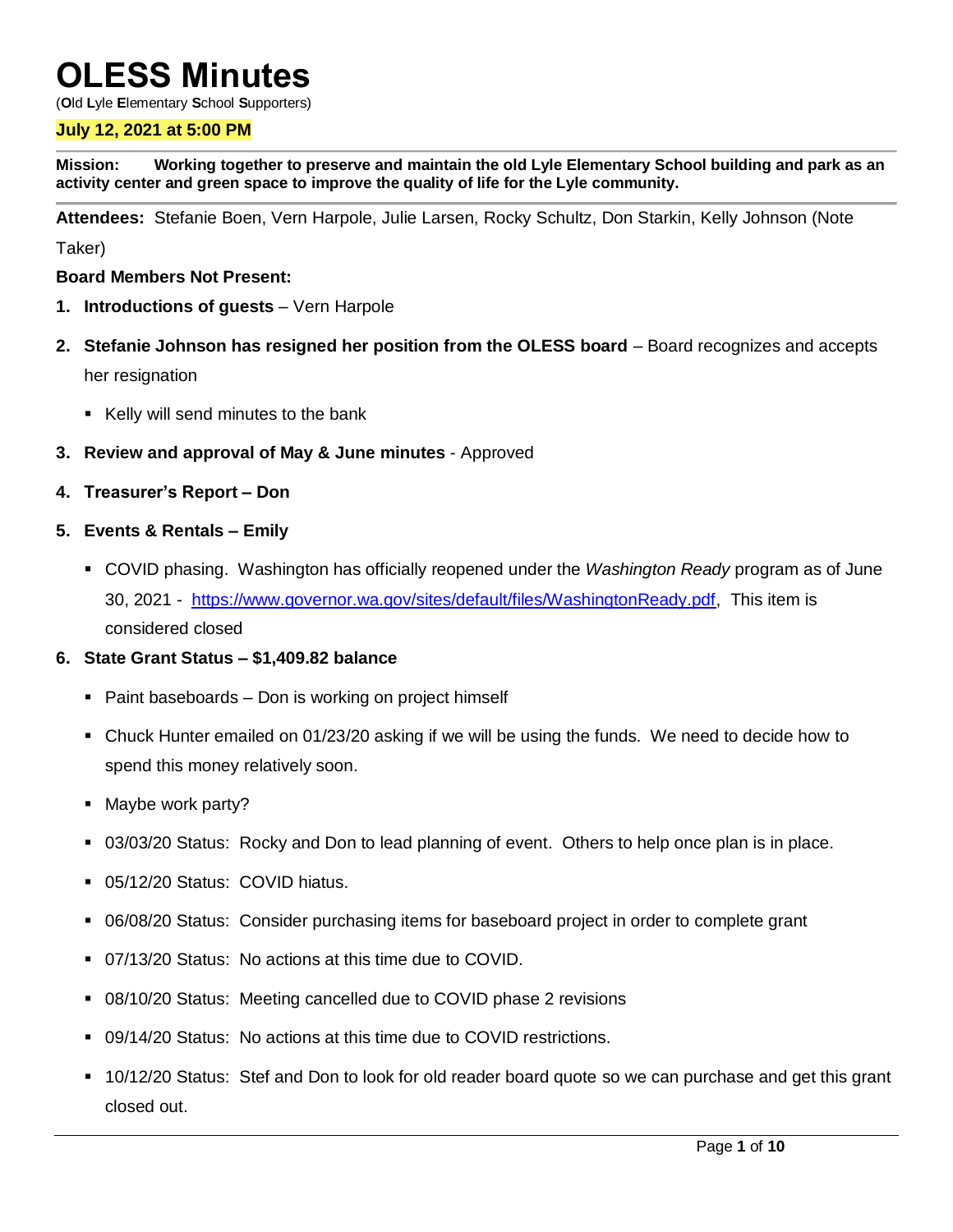# OLESS Minutes

(**O**ld **L**yle **E**lementary **S**chool **S**upporters)

**July 12, 2021 at 5:00 PM**

**Mission: Working together to preserve and maintain the old Lyle Elementary School building and park as an activity center and green space to improve the quality of life for the Lyle community.**

**Attendees:** Stefanie Boen, Vern Harpole, Julie Larsen, Rocky Schultz, Don Starkin, Kelly Johnson (Note Taker)

**Board Members Not Present:**

1. **Introductions of guests** – Vern Harpole
2. **Stefanie Johnson has resigned her position from the OLESS board** – Board recognizes and accepts her resignation
   - Kelly will send minutes to the bank
3. **Review and approval of May & June minutes** - Approved
4. **Treasurer's Report – Don**
5. **Events & Rentals – Emily**
   - COVID phasing. Washington has officially reopened under the *Washington Ready* program as of June 30, 2021 - https://www.governor.wa.gov/sites/default/files/WashingtonReady.pdf, This item is considered closed
6. **State Grant Status – $1,409.82 balance**
   - Paint baseboards – Don is working on project himself
   - Chuck Hunter emailed on 01/23/20 asking if we will be using the funds. We need to decide how to spend this money relatively soon.
   - Maybe work party?
   - 03/03/20 Status: Rocky and Don to lead planning of event. Others to help once plan is in place.
   - 05/12/20 Status: COVID hiatus.
   - 06/08/20 Status: Consider purchasing items for baseboard project in order to complete grant
   - 07/13/20 Status: No actions at this time due to COVID.
   - 08/10/20 Status: Meeting cancelled due to COVID phase 2 revisions
   - 09/14/20 Status: No actions at this time due to COVID restrictions.
   - 10/12/20 Status: Stef and Don to look for old reader board quote so we can purchase and get this grant closed out.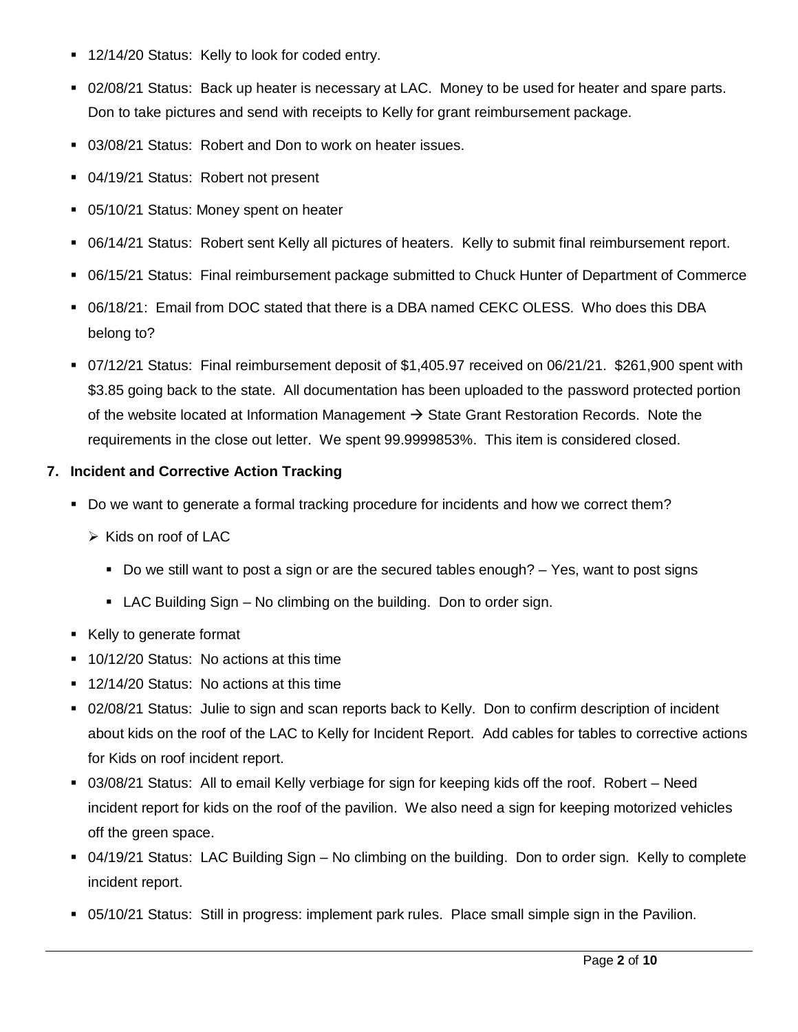- 12/14/20 Status: Kelly to look for coded entry.
- 02/08/21 Status: Back up heater is necessary at LAC. Money to be used for heater and spare parts. Don to take pictures and send with receipts to Kelly for grant reimbursement package.
- 03/08/21 Status: Robert and Don to work on heater issues.
- 04/19/21 Status: Robert not present
- 05/10/21 Status: Money spent on heater
- 06/14/21 Status: Robert sent Kelly all pictures of heaters. Kelly to submit final reimbursement report.
- 06/15/21 Status: Final reimbursement package submitted to Chuck Hunter of Department of Commerce
- 06/18/21: Email from DOC stated that there is a DBA named CEKC OLESS. Who does this DBA belong to?
- 07/12/21 Status: Final reimbursement deposit of $1,405.97 received on 06/21/21. $261,900 spent with $3.85 going back to the state. All documentation has been uploaded to the password protected portion of the website located at Information Management → State Grant Restoration Records. Note the requirements in the close out letter. We spent 99.9999853%. This item is considered closed.

## 7. Incident and Corrective Action Tracking

- Do we want to generate a formal tracking procedure for incidents and how we correct them?
  - Kids on roof of LAC
    - Do we still want to post a sign or are the secured tables enough? – Yes, want to post signs
    - LAC Building Sign – No climbing on the building. Don to order sign.
- Kelly to generate format
- 10/12/20 Status: No actions at this time
- 12/14/20 Status: No actions at this time
- 02/08/21 Status: Julie to sign and scan reports back to Kelly. Don to confirm description of incident about kids on the roof of the LAC to Kelly for Incident Report. Add cables for tables to corrective actions for Kids on roof incident report.
- 03/08/21 Status: All to email Kelly verbiage for sign for keeping kids off the roof. Robert – Need incident report for kids on the roof of the pavilion. We also need a sign for keeping motorized vehicles off the green space.
- 04/19/21 Status: LAC Building Sign – No climbing on the building. Don to order sign. Kelly to complete incident report.
- 05/10/21 Status: Still in progress: implement park rules. Place small simple sign in the Pavilion.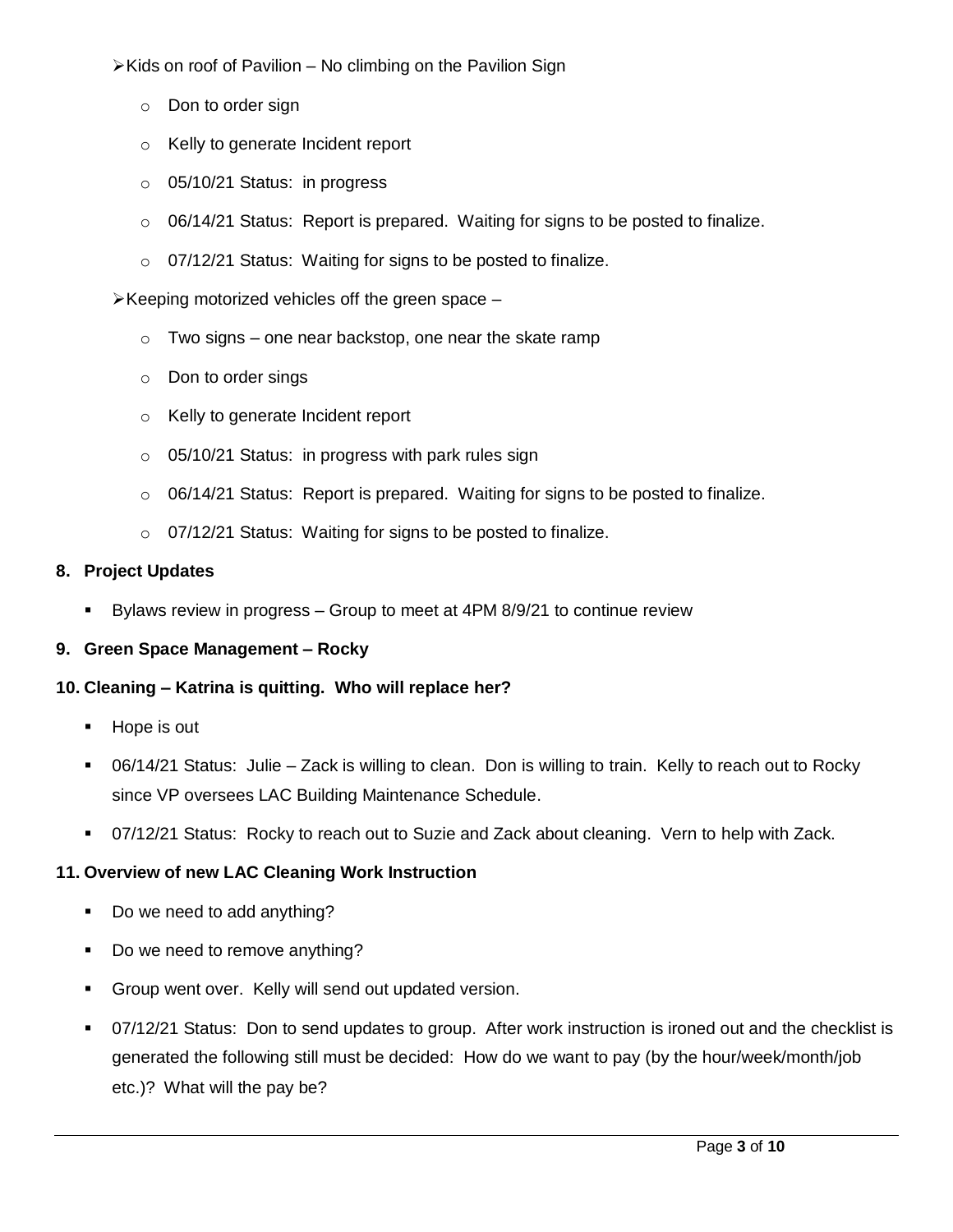- Kids on roof of Pavilion – No climbing on the Pavilion Sign
  - Don to order sign
  - Kelly to generate Incident report
  - 05/10/21 Status: in progress
  - 06/14/21 Status: Report is prepared. Waiting for signs to be posted to finalize.
  - 07/12/21 Status: Waiting for signs to be posted to finalize.
- Keeping motorized vehicles off the green space –
  - Two signs – one near backstop, one near the skate ramp
  - Don to order sings
  - Kelly to generate Incident report
  - 05/10/21 Status: in progress with park rules sign
  - 06/14/21 Status: Report is prepared. Waiting for signs to be posted to finalize.
  - 07/12/21 Status: Waiting for signs to be posted to finalize.

**8. Project Updates**

- Bylaws review in progress – Group to meet at 4PM 8/9/21 to continue review

**9. Green Space Management – Rocky**

**10. Cleaning – Katrina is quitting. Who will replace her?**

- Hope is out
- 06/14/21 Status: Julie – Zack is willing to clean. Don is willing to train. Kelly to reach out to Rocky since VP oversees LAC Building Maintenance Schedule.
- 07/12/21 Status: Rocky to reach out to Suzie and Zack about cleaning. Vern to help with Zack.

**11. Overview of new LAC Cleaning Work Instruction**

- Do we need to add anything?
- Do we need to remove anything?
- Group went over. Kelly will send out updated version.
- 07/12/21 Status: Don to send updates to group. After work instruction is ironed out and the checklist is generated the following still must be decided: How do we want to pay (by the hour/week/month/job etc.)? What will the pay be?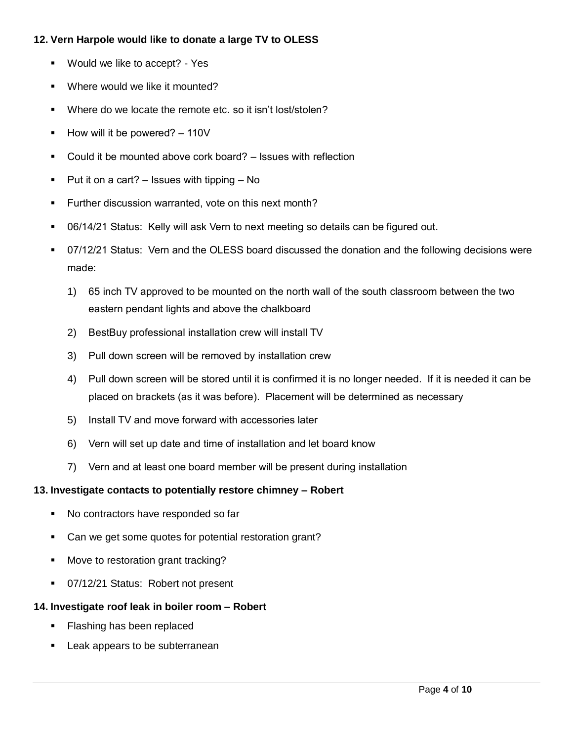**12. Vern Harpole would like to donate a large TV to OLESS**

- Would we like to accept? - Yes
- Where would we like it mounted?
- Where do we locate the remote etc. so it isn't lost/stolen?
- How will it be powered? – 110V
- Could it be mounted above cork board? – Issues with reflection
- Put it on a cart? – Issues with tipping – No
- Further discussion warranted, vote on this next month?
- 06/14/21 Status: Kelly will ask Vern to next meeting so details can be figured out.
- 07/12/21 Status: Vern and the OLESS board discussed the donation and the following decisions were made:
    1) 65 inch TV approved to be mounted on the north wall of the south classroom between the two eastern pendant lights and above the chalkboard
    2) BestBuy professional installation crew will install TV
    3) Pull down screen will be removed by installation crew
    4) Pull down screen will be stored until it is confirmed it is no longer needed. If it is needed it can be placed on brackets (as it was before). Placement will be determined as necessary
    5) Install TV and move forward with accessories later
    6) Vern will set up date and time of installation and let board know
    7) Vern and at least one board member will be present during installation

**13. Investigate contacts to potentially restore chimney – Robert**

- No contractors have responded so far
- Can we get some quotes for potential restoration grant?
- Move to restoration grant tracking?
- 07/12/21 Status: Robert not present

**14. Investigate roof leak in boiler room – Robert**

- Flashing has been replaced
- Leak appears to be subterranean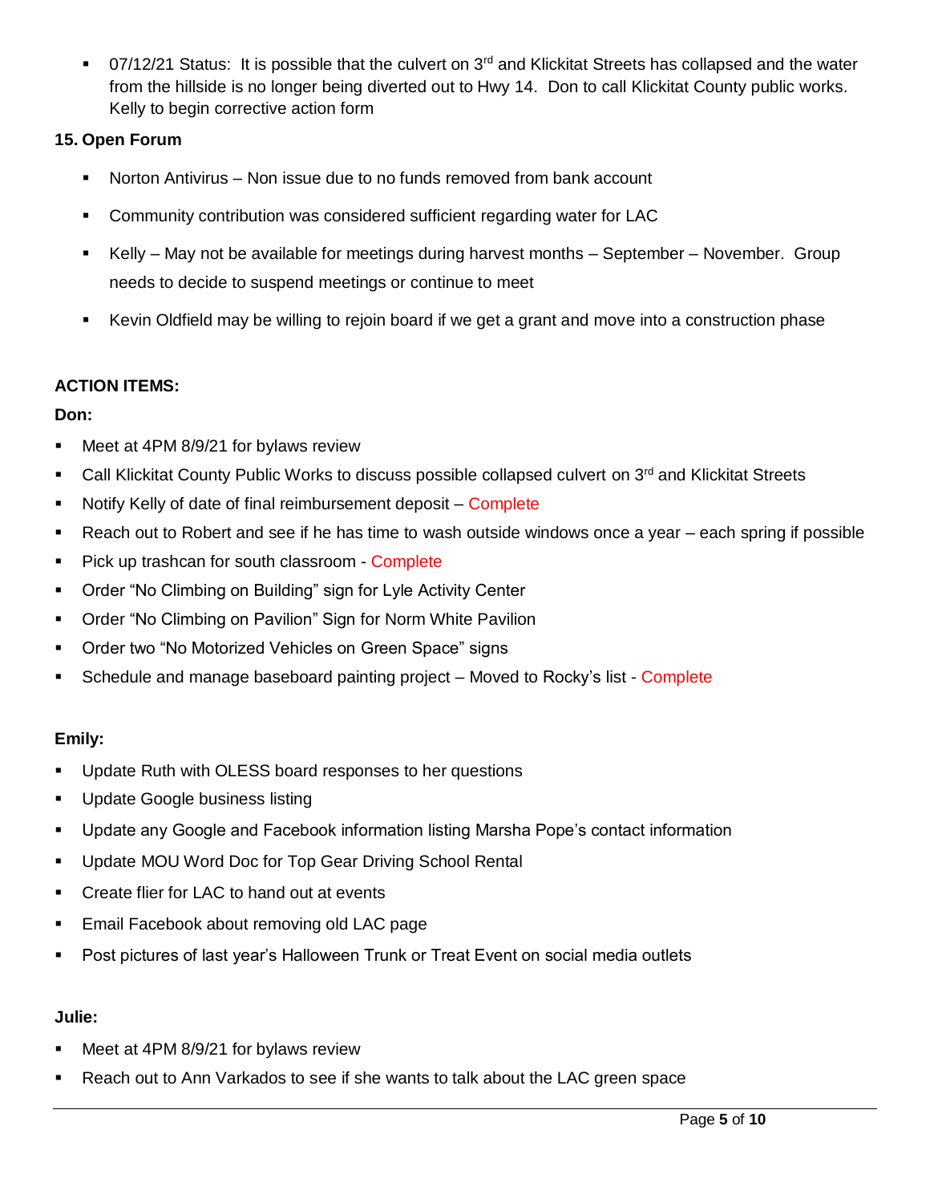- 07/12/21 Status: It is possible that the culvert on 3rd and Klickitat Streets has collapsed and the water from the hillside is no longer being diverted out to Hwy 14. Don to call Klickitat County public works. Kelly to begin corrective action form

**15. Open Forum**

- Norton Antivirus – Non issue due to no funds removed from bank account
- Community contribution was considered sufficient regarding water for LAC
- Kelly – May not be available for meetings during harvest months – September – November. Group needs to decide to suspend meetings or continue to meet
- Kevin Oldfield may be willing to rejoin board if we get a grant and move into a construction phase

**ACTION ITEMS:**

**Don:**

- Meet at 4PM 8/9/21 for bylaws review
- Call Klickitat County Public Works to discuss possible collapsed culvert on 3rd and Klickitat Streets
- Notify Kelly of date of final reimbursement deposit – Complete
- Reach out to Robert and see if he has time to wash outside windows once a year – each spring if possible
- Pick up trashcan for south classroom - Complete
- Order "No Climbing on Building" sign for Lyle Activity Center
- Order "No Climbing on Pavilion" Sign for Norm White Pavilion
- Order two "No Motorized Vehicles on Green Space" signs
- Schedule and manage baseboard painting project – Moved to Rocky's list - Complete

**Emily:**

- Update Ruth with OLESS board responses to her questions
- Update Google business listing
- Update any Google and Facebook information listing Marsha Pope's contact information
- Update MOU Word Doc for Top Gear Driving School Rental
- Create flier for LAC to hand out at events
- Email Facebook about removing old LAC page
- Post pictures of last year's Halloween Trunk or Treat Event on social media outlets

**Julie:**

- Meet at 4PM 8/9/21 for bylaws review
- Reach out to Ann Varkados to see if she wants to talk about the LAC green space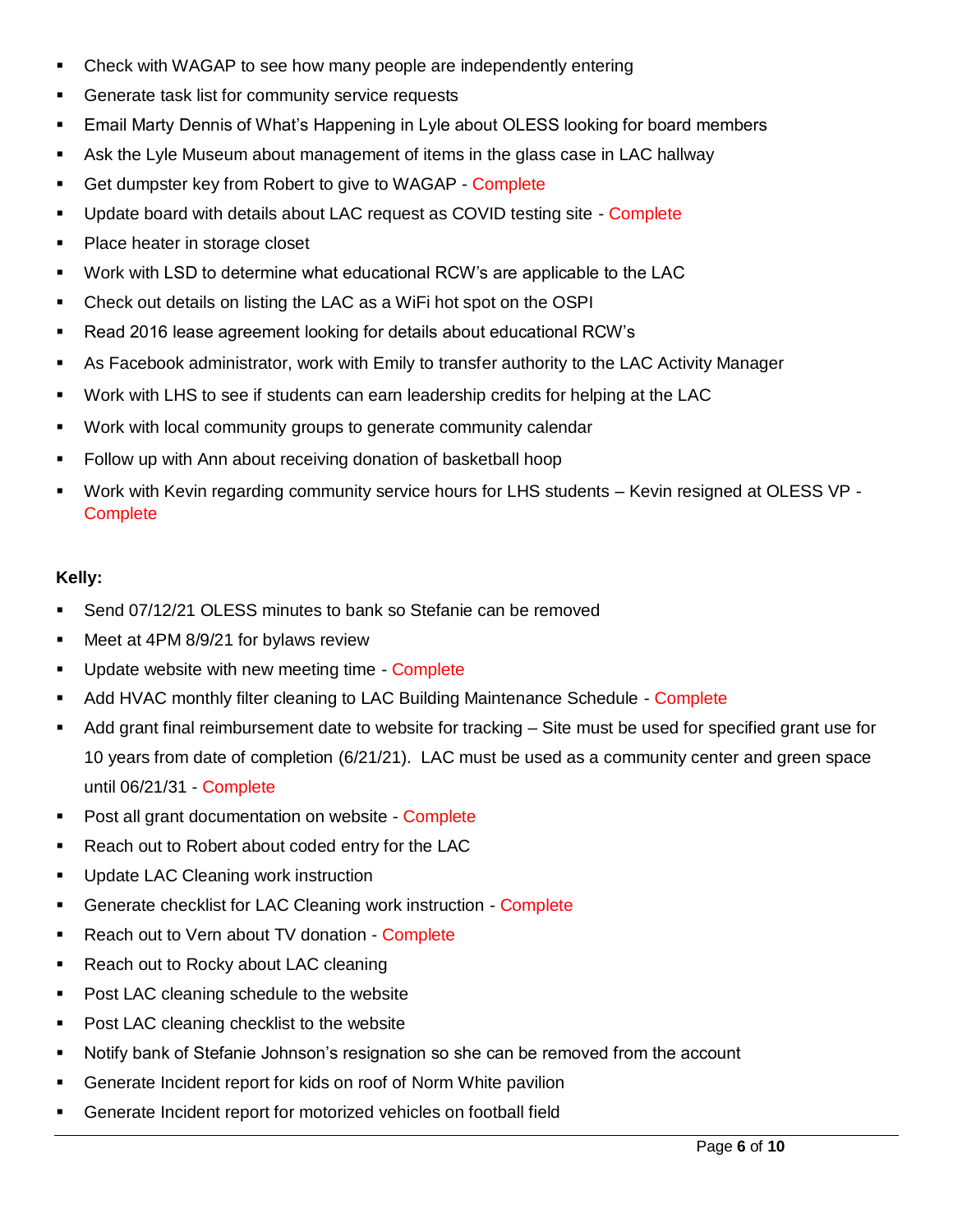- Check with WAGAP to see how many people are independently entering
- Generate task list for community service requests
- Email Marty Dennis of What's Happening in Lyle about OLESS looking for board members
- Ask the Lyle Museum about management of items in the glass case in LAC hallway
- Get dumpster key from Robert to give to WAGAP - Complete
- Update board with details about LAC request as COVID testing site - Complete
- Place heater in storage closet
- Work with LSD to determine what educational RCW's are applicable to the LAC
- Check out details on listing the LAC as a WiFi hot spot on the OSPI
- Read 2016 lease agreement looking for details about educational RCW's
- As Facebook administrator, work with Emily to transfer authority to the LAC Activity Manager
- Work with LHS to see if students can earn leadership credits for helping at the LAC
- Work with local community groups to generate community calendar
- Follow up with Ann about receiving donation of basketball hoop
- Work with Kevin regarding community service hours for LHS students – Kevin resigned at OLESS VP - Complete

**Kelly:**

- Send 07/12/21 OLESS minutes to bank so Stefanie can be removed
- Meet at 4PM 8/9/21 for bylaws review
- Update website with new meeting time - Complete
- Add HVAC monthly filter cleaning to LAC Building Maintenance Schedule - Complete
- Add grant final reimbursement date to website for tracking – Site must be used for specified grant use for 10 years from date of completion (6/21/21). LAC must be used as a community center and green space until 06/21/31 - Complete
- Post all grant documentation on website - Complete
- Reach out to Robert about coded entry for the LAC
- Update LAC Cleaning work instruction
- Generate checklist for LAC Cleaning work instruction - Complete
- Reach out to Vern about TV donation - Complete
- Reach out to Rocky about LAC cleaning
- Post LAC cleaning schedule to the website
- Post LAC cleaning checklist to the website
- Notify bank of Stefanie Johnson's resignation so she can be removed from the account
- Generate Incident report for kids on roof of Norm White pavilion
- Generate Incident report for motorized vehicles on football field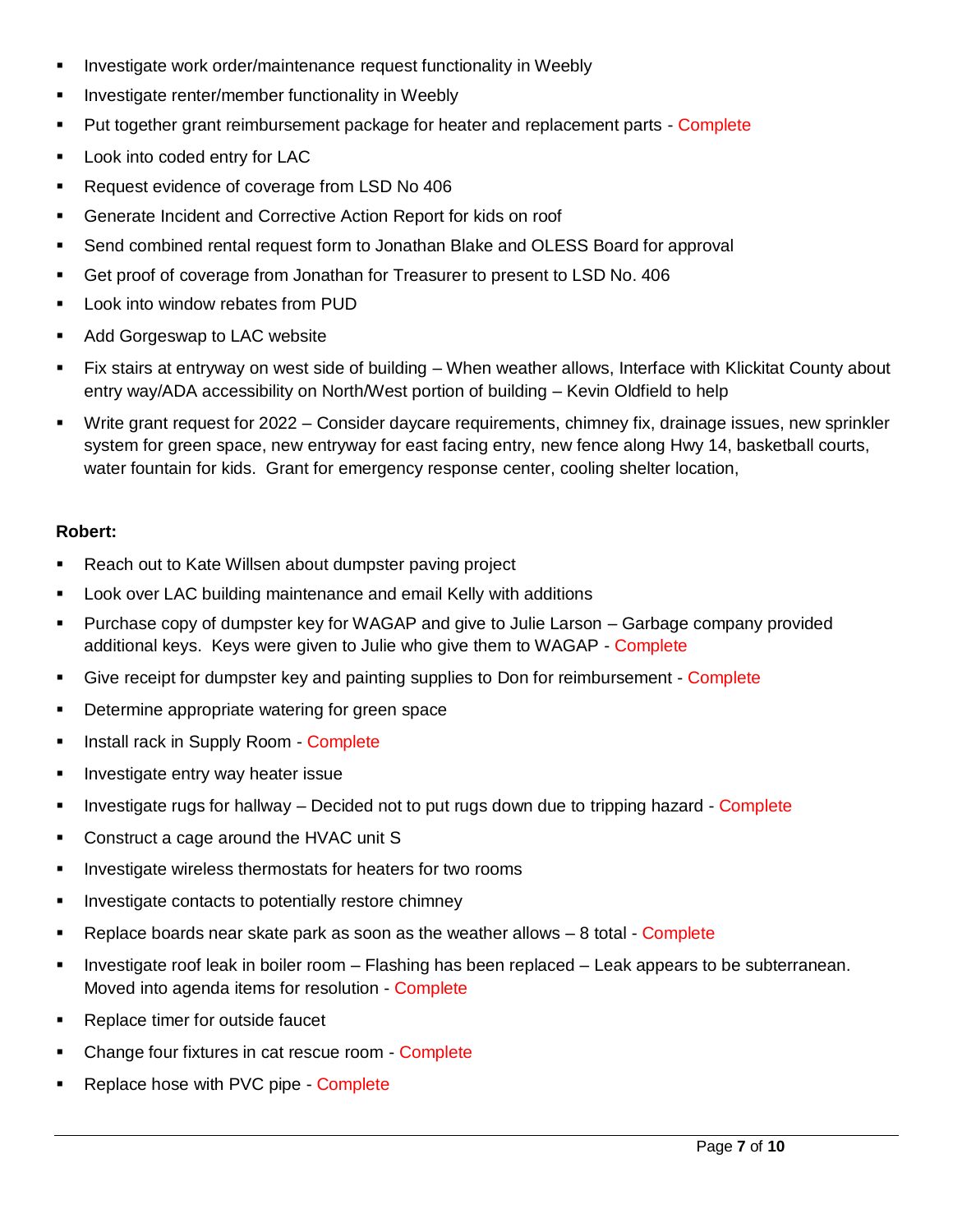- Investigate work order/maintenance request functionality in Weebly
- Investigate renter/member functionality in Weebly
- Put together grant reimbursement package for heater and replacement parts - Complete
- Look into coded entry for LAC
- Request evidence of coverage from LSD No 406
- Generate Incident and Corrective Action Report for kids on roof
- Send combined rental request form to Jonathan Blake and OLESS Board for approval
- Get proof of coverage from Jonathan for Treasurer to present to LSD No. 406
- Look into window rebates from PUD
- Add Gorgeswap to LAC website
- Fix stairs at entryway on west side of building – When weather allows, Interface with Klickitat County about entry way/ADA accessibility on North/West portion of building – Kevin Oldfield to help
- Write grant request for 2022 – Consider daycare requirements, chimney fix, drainage issues, new sprinkler system for green space, new entryway for east facing entry, new fence along Hwy 14, basketball courts, water fountain for kids. Grant for emergency response center, cooling shelter location,

**Robert:**

- Reach out to Kate Willsen about dumpster paving project
- Look over LAC building maintenance and email Kelly with additions
- Purchase copy of dumpster key for WAGAP and give to Julie Larson – Garbage company provided additional keys. Keys were given to Julie who give them to WAGAP - Complete
- Give receipt for dumpster key and painting supplies to Don for reimbursement - Complete
- Determine appropriate watering for green space
- Install rack in Supply Room - Complete
- Investigate entry way heater issue
- Investigate rugs for hallway – Decided not to put rugs down due to tripping hazard - Complete
- Construct a cage around the HVAC unit S
- Investigate wireless thermostats for heaters for two rooms
- Investigate contacts to potentially restore chimney
- Replace boards near skate park as soon as the weather allows – 8 total - Complete
- Investigate roof leak in boiler room – Flashing has been replaced – Leak appears to be subterranean. Moved into agenda items for resolution - Complete
- Replace timer for outside faucet
- Change four fixtures in cat rescue room - Complete
- Replace hose with PVC pipe - Complete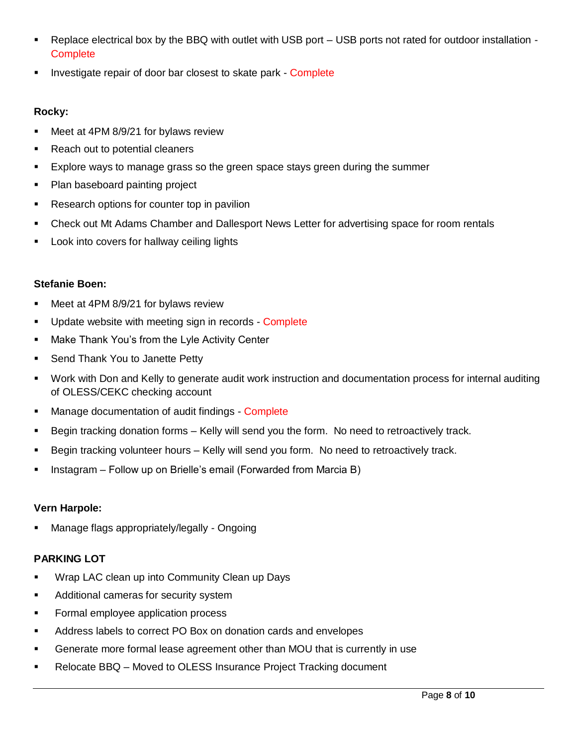- Replace electrical box by the BBQ with outlet with USB port – USB ports not rated for outdoor installation - Complete
- Investigate repair of door bar closest to skate park - Complete

**Rocky:**

- Meet at 4PM 8/9/21 for bylaws review
- Reach out to potential cleaners
- Explore ways to manage grass so the green space stays green during the summer
- Plan baseboard painting project
- Research options for counter top in pavilion
- Check out Mt Adams Chamber and Dallesport News Letter for advertising space for room rentals
- Look into covers for hallway ceiling lights

**Stefanie Boen:**

- Meet at 4PM 8/9/21 for bylaws review
- Update website with meeting sign in records - Complete
- Make Thank You's from the Lyle Activity Center
- Send Thank You to Janette Petty
- Work with Don and Kelly to generate audit work instruction and documentation process for internal auditing of OLESS/CEKC checking account
- Manage documentation of audit findings - Complete
- Begin tracking donation forms – Kelly will send you the form. No need to retroactively track.
- Begin tracking volunteer hours – Kelly will send you form. No need to retroactively track.
- Instagram – Follow up on Brielle's email (Forwarded from Marcia B)

**Vern Harpole:**

- Manage flags appropriately/legally - Ongoing

**PARKING LOT**

- Wrap LAC clean up into Community Clean up Days
- Additional cameras for security system
- Formal employee application process
- Address labels to correct PO Box on donation cards and envelopes
- Generate more formal lease agreement other than MOU that is currently in use
- Relocate BBQ – Moved to OLESS Insurance Project Tracking document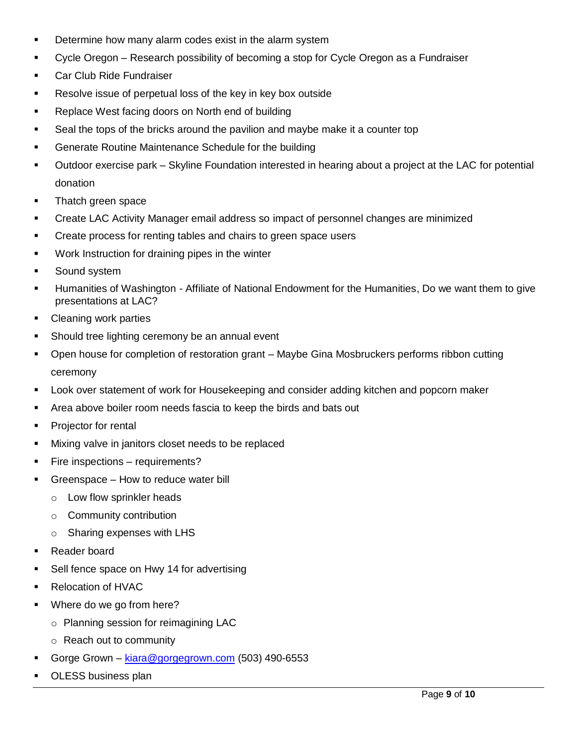- Determine how many alarm codes exist in the alarm system
- Cycle Oregon – Research possibility of becoming a stop for Cycle Oregon as a Fundraiser
- Car Club Ride Fundraiser
- Resolve issue of perpetual loss of the key in key box outside
- Replace West facing doors on North end of building
- Seal the tops of the bricks around the pavilion and maybe make it a counter top
- Generate Routine Maintenance Schedule for the building
- Outdoor exercise park – Skyline Foundation interested in hearing about a project at the LAC for potential donation
- Thatch green space
- Create LAC Activity Manager email address so impact of personnel changes are minimized
- Create process for renting tables and chairs to green space users
- Work Instruction for draining pipes in the winter
- Sound system
- Humanities of Washington - Affiliate of National Endowment for the Humanities, Do we want them to give presentations at LAC?
- Cleaning work parties
- Should tree lighting ceremony be an annual event
- Open house for completion of restoration grant – Maybe Gina Mosbruckers performs ribbon cutting ceremony
- Look over statement of work for Housekeeping and consider adding kitchen and popcorn maker
- Area above boiler room needs fascia to keep the birds and bats out
- Projector for rental
- Mixing valve in janitors closet needs to be replaced
- Fire inspections – requirements?
- Greenspace – How to reduce water bill
  - Low flow sprinkler heads
  - Community contribution
  - Sharing expenses with LHS
- Reader board
- Sell fence space on Hwy 14 for advertising
- Relocation of HVAC
- Where do we go from here?
  - Planning session for reimagining LAC
  - Reach out to community
- Gorge Grown – kiara@gorgegrown.com (503) 490-6553
- OLESS business plan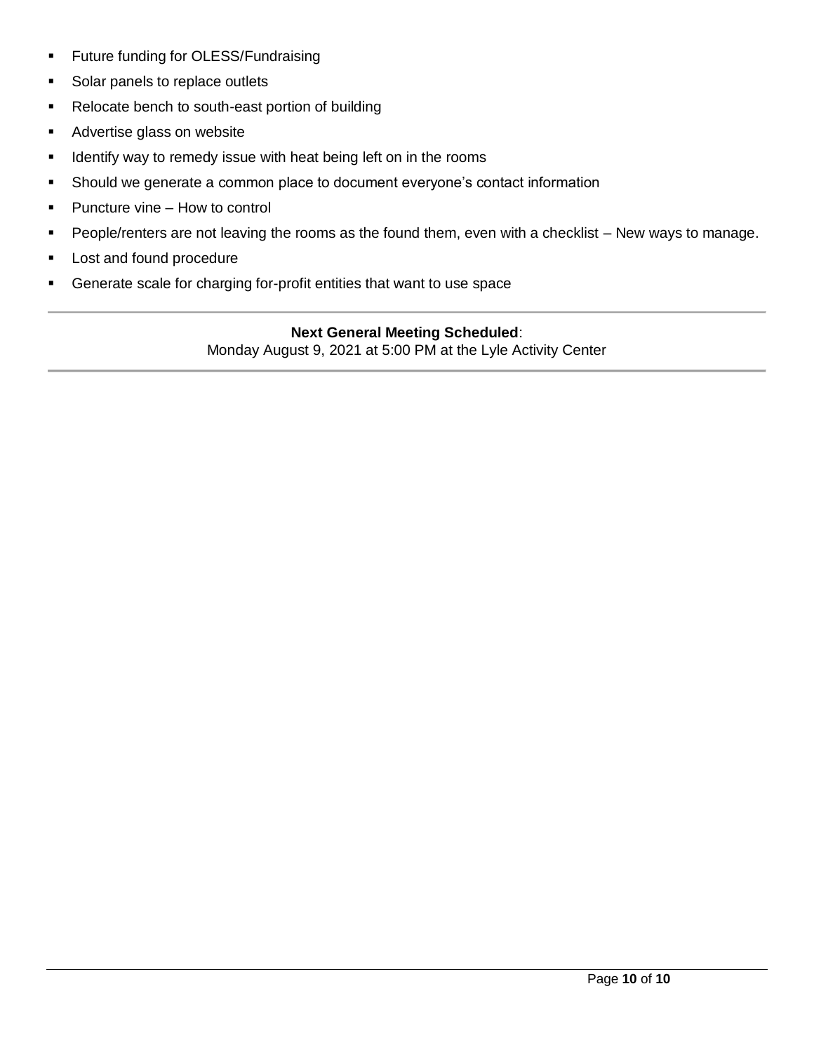- Future funding for OLESS/Fundraising
- Solar panels to replace outlets
- Relocate bench to south-east portion of building
- Advertise glass on website
- Identify way to remedy issue with heat being left on in the rooms
- Should we generate a common place to document everyone's contact information
- Puncture vine – How to control
- People/renters are not leaving the rooms as the found them, even with a checklist – New ways to manage.
- Lost and found procedure
- Generate scale for charging for-profit entities that want to use space

---

**Next General Meeting Scheduled**:
Monday August 9, 2021 at 5:00 PM at the Lyle Activity Center

---